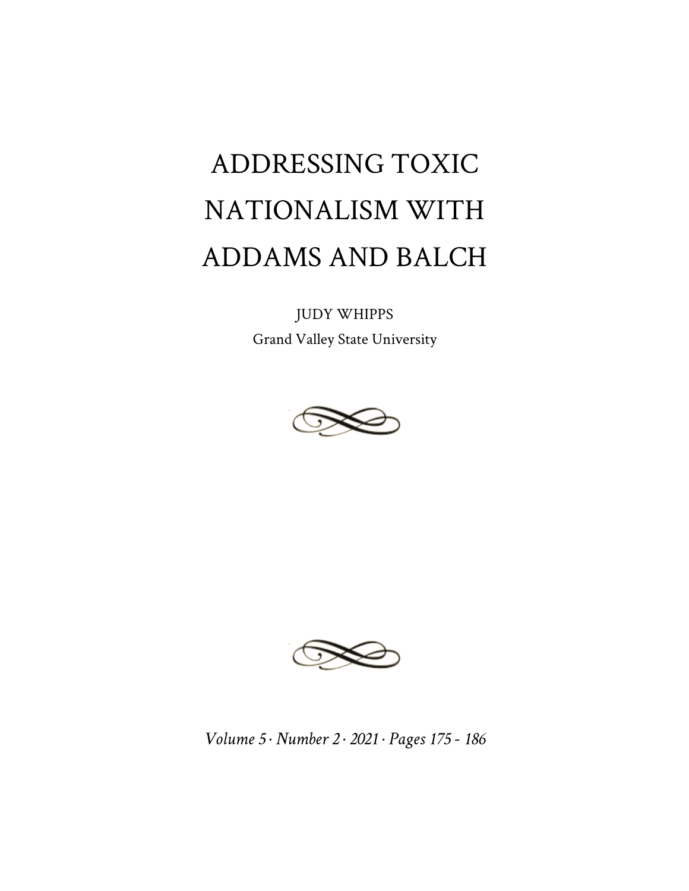# ADDRESSING TOXIC NATIONALISM WITH ADDAMS AND BALCH

JUDY WHIPPS

Grand Valley State University

*Volume 5 · Number 2 · 2021 · Pages 175 - 186*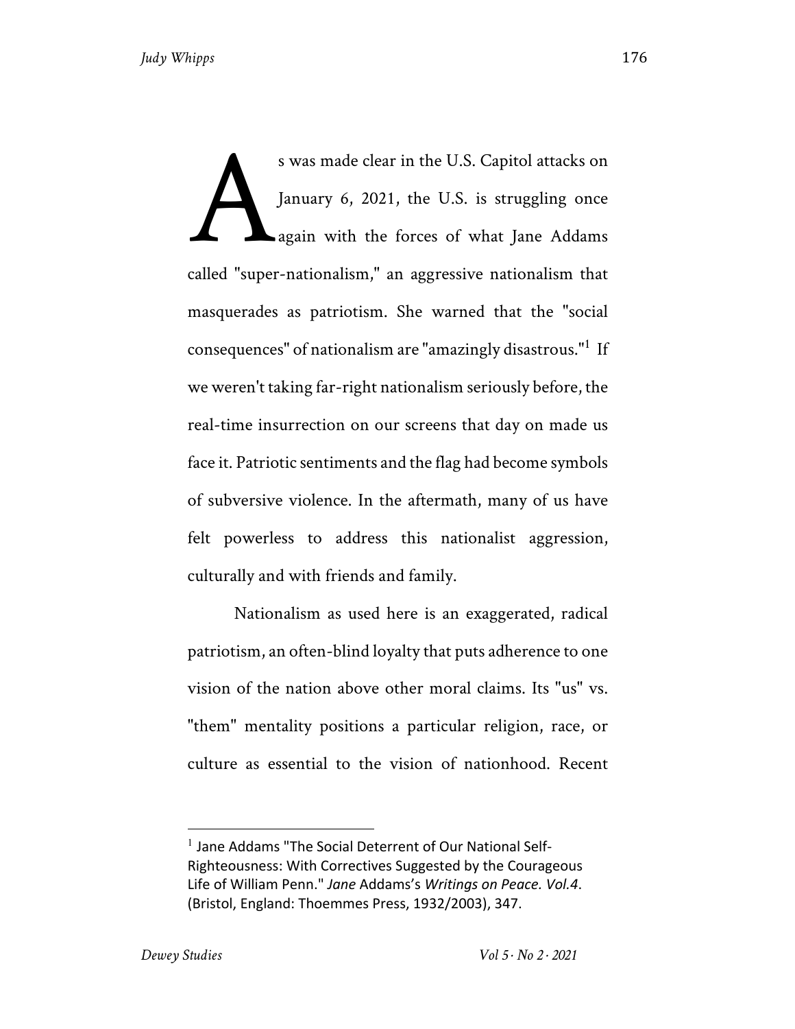As was made clear in the U.S. Capitol attacks on January 6, 2021, the U.S. is struggling once again with the forces of what Jane Addams called "super-nationalism," an aggressive nationalism that masquerades as patriotism. She warned that the "social consequences" of nationalism are "amazingly disastrous."[1] If we weren't taking far-right nationalism seriously before, the real-time insurrection on our screens that day on made us face it. Patriotic sentiments and the flag had become symbols of subversive violence. In the aftermath, many of us have felt powerless to address this nationalist aggression, culturally and with friends and family.

Nationalism as used here is an exaggerated, radical patriotism, an often-blind loyalty that puts adherence to one vision of the nation above other moral claims. Its "us" vs. "them" mentality positions a particular religion, race, or culture as essential to the vision of nationhood. Recent

---

[1] Jane Addams "The Social Deterrent of Our National Self-Righteousness: With Correctives Suggested by the Courageous Life of William Penn." *Jane* Addams's *Writings on Peace. Vol.4*. (Bristol, England: Thoemmes Press, 1932/2003), 347.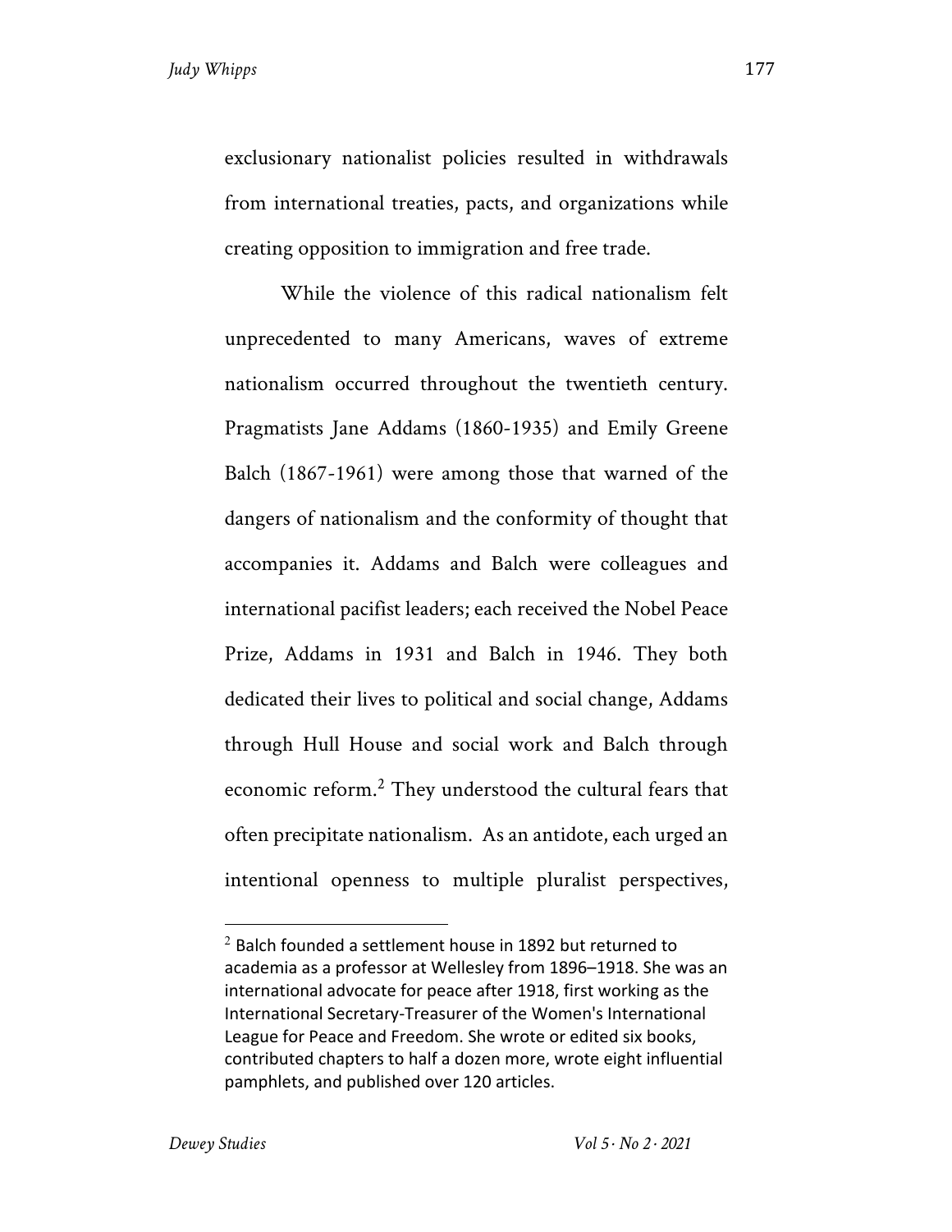exclusionary nationalist policies resulted in withdrawals from international treaties, pacts, and organizations while creating opposition to immigration and free trade.

While the violence of this radical nationalism felt unprecedented to many Americans, waves of extreme nationalism occurred throughout the twentieth century. Pragmatists Jane Addams (1860-1935) and Emily Greene Balch (1867-1961) were among those that warned of the dangers of nationalism and the conformity of thought that accompanies it. Addams and Balch were colleagues and international pacifist leaders; each received the Nobel Peace Prize, Addams in 1931 and Balch in 1946. They both dedicated their lives to political and social change, Addams through Hull House and social work and Balch through economic reform.[2] They understood the cultural fears that often precipitate nationalism. As an antidote, each urged an intentional openness to multiple pluralist perspectives,

[2] Balch founded a settlement house in 1892 but returned to academia as a professor at Wellesley from 1896–1918. She was an international advocate for peace after 1918, first working as the International Secretary-Treasurer of the Women's International League for Peace and Freedom. She wrote or edited six books, contributed chapters to half a dozen more, wrote eight influential pamphlets, and published over 120 articles.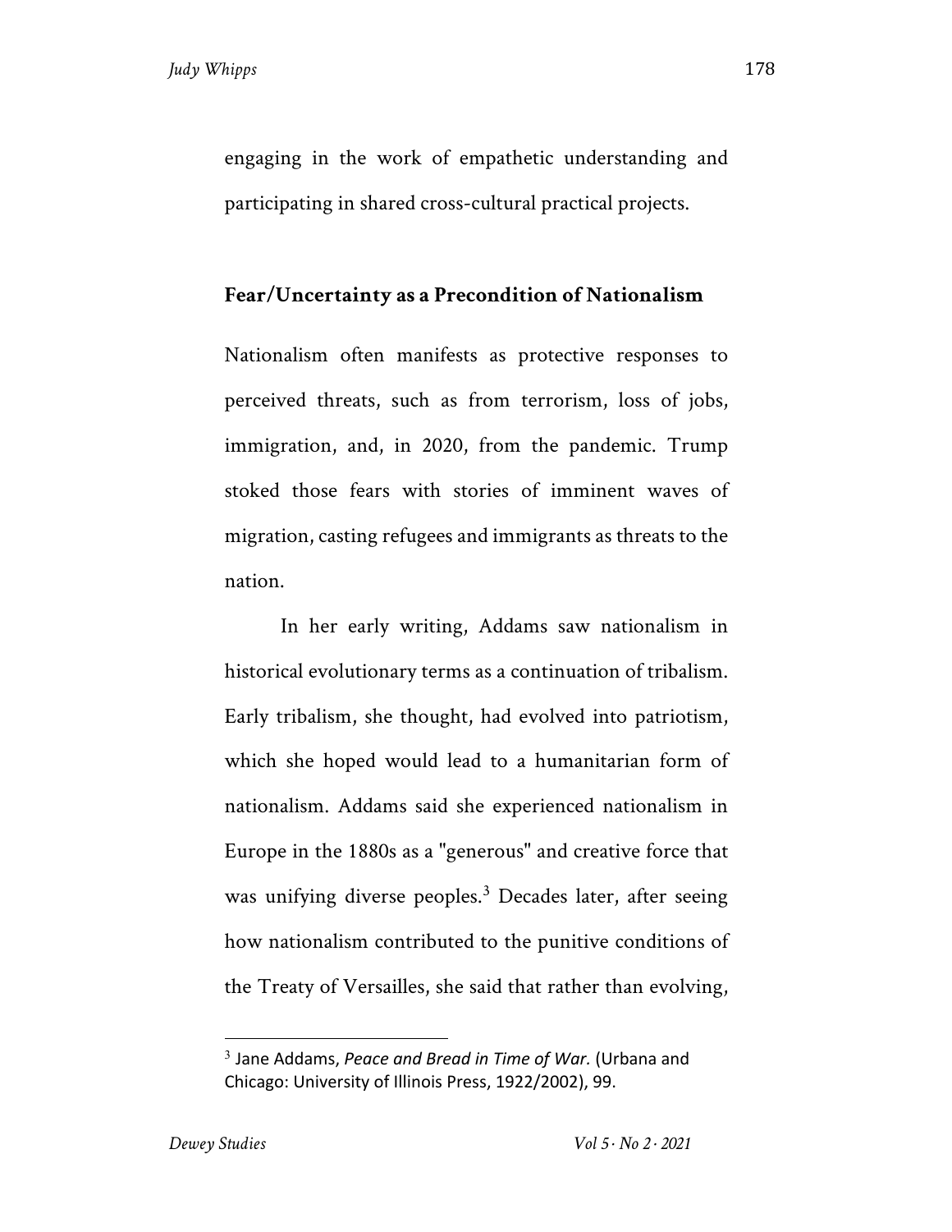engaging in the work of empathetic understanding and participating in shared cross-cultural practical projects.

### Fear/Uncertainty as a Precondition of Nationalism

Nationalism often manifests as protective responses to perceived threats, such as from terrorism, loss of jobs, immigration, and, in 2020, from the pandemic. Trump stoked those fears with stories of imminent waves of migration, casting refugees and immigrants as threats to the nation.

In her early writing, Addams saw nationalism in historical evolutionary terms as a continuation of tribalism. Early tribalism, she thought, had evolved into patriotism, which she hoped would lead to a humanitarian form of nationalism. Addams said she experienced nationalism in Europe in the 1880s as a "generous" and creative force that was unifying diverse peoples.[3] Decades later, after seeing how nationalism contributed to the punitive conditions of the Treaty of Versailles, she said that rather than evolving,

---

[3] Jane Addams, *Peace and Bread in Time of War.* (Urbana and Chicago: University of Illinois Press, 1922/2002), 99.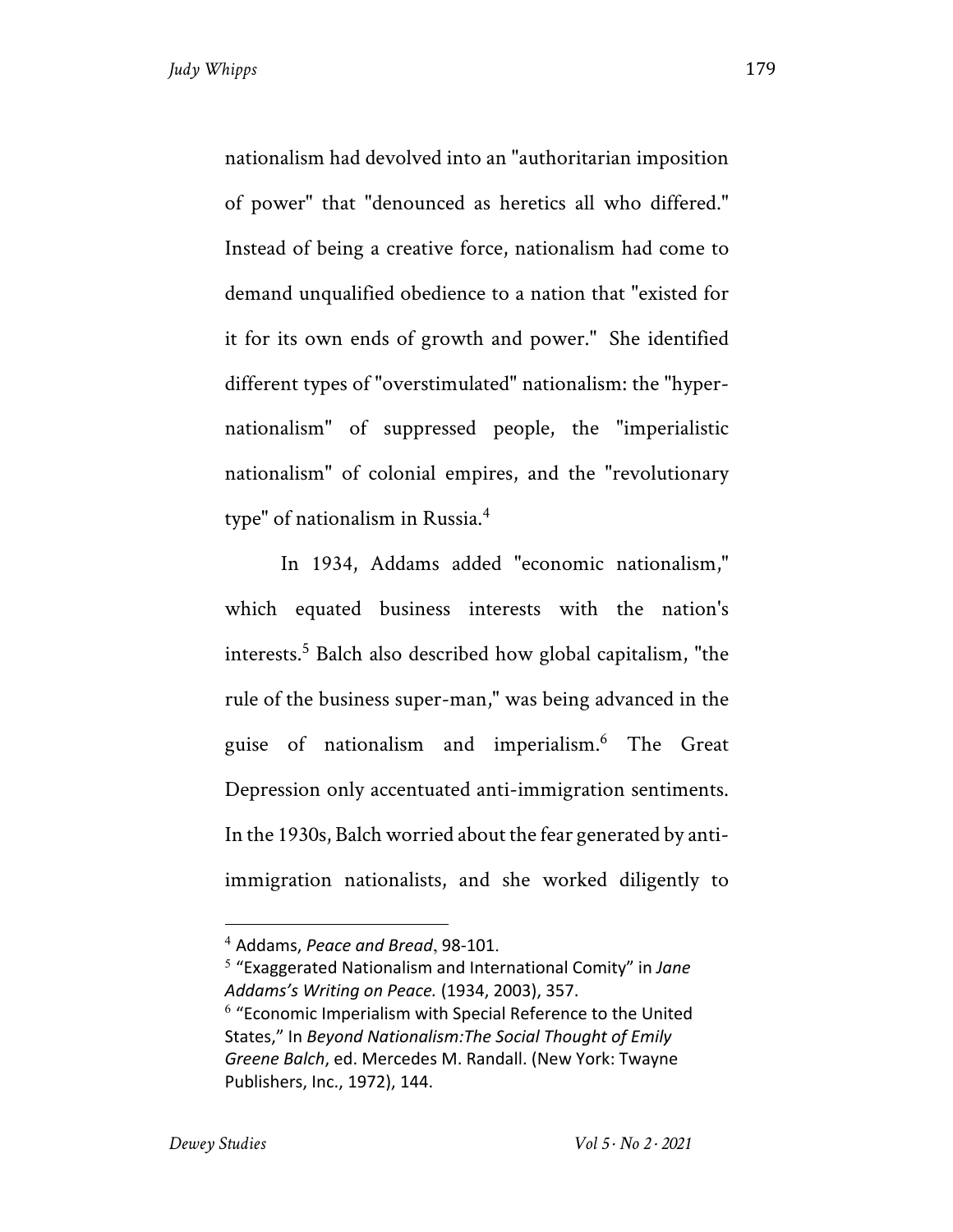nationalism had devolved into an "authoritarian imposition of power" that "denounced as heretics all who differed." Instead of being a creative force, nationalism had come to demand unqualified obedience to a nation that "existed for it for its own ends of growth and power." She identified different types of "overstimulated" nationalism: the "hyper-nationalism" of suppressed people, the "imperialistic nationalism" of colonial empires, and the "revolutionary type" of nationalism in Russia.[4]

In 1934, Addams added "economic nationalism," which equated business interests with the nation's interests.[5] Balch also described how global capitalism, "the rule of the business super-man," was being advanced in the guise of nationalism and imperialism.[6] The Great Depression only accentuated anti-immigration sentiments. In the 1930s, Balch worried about the fear generated by anti-immigration nationalists, and she worked diligently to

---

[4] Addams, *Peace and Bread*, 98-101.

[5] "Exaggerated Nationalism and International Comity" in *Jane Addams's Writing on Peace.* (1934, 2003), 357.

[6] "Economic Imperialism with Special Reference to the United States," In *Beyond Nationalism:The Social Thought of Emily Greene Balch*, ed. Mercedes M. Randall. (New York: Twayne Publishers, Inc., 1972), 144.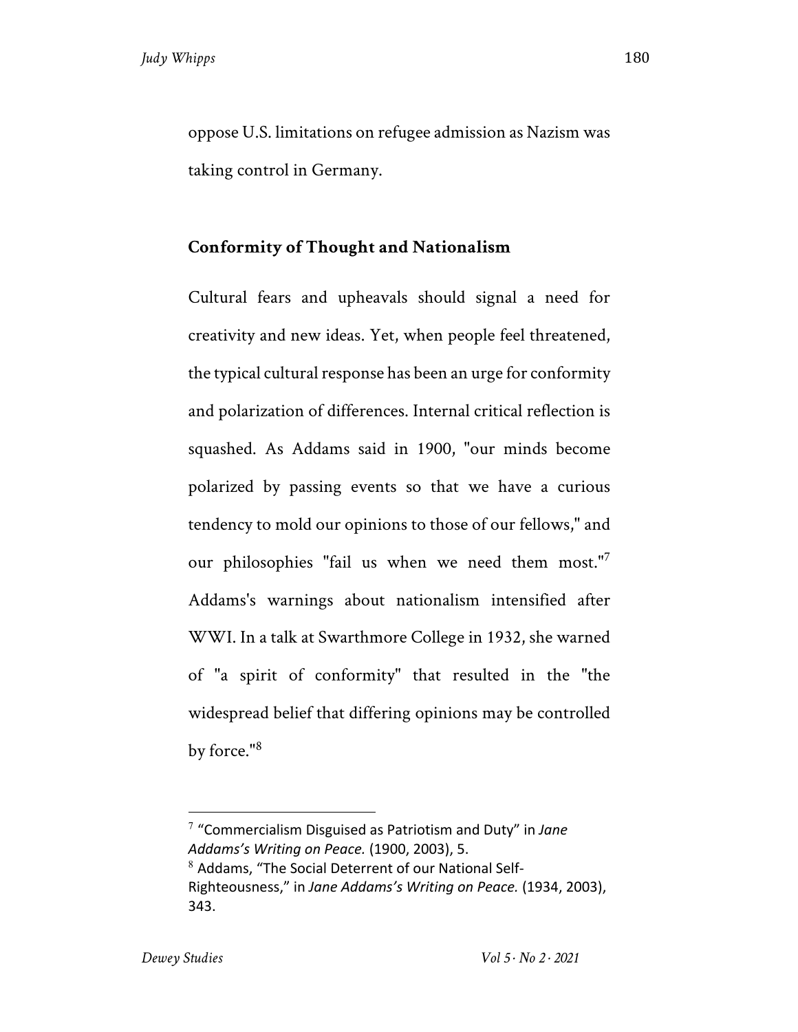oppose U.S. limitations on refugee admission as Nazism was taking control in Germany.

### Conformity of Thought and Nationalism

Cultural fears and upheavals should signal a need for creativity and new ideas. Yet, when people feel threatened, the typical cultural response has been an urge for conformity and polarization of differences. Internal critical reflection is squashed. As Addams said in 1900, "our minds become polarized by passing events so that we have a curious tendency to mold our opinions to those of our fellows," and our philosophies "fail us when we need them most."[7] Addams's warnings about nationalism intensified after WWI. In a talk at Swarthmore College in 1932, she warned of "a spirit of conformity" that resulted in the "the widespread belief that differing opinions may be controlled by force."[8]

---

[7] "Commercialism Disguised as Patriotism and Duty" in *Jane Addams's Writing on Peace.* (1900, 2003), 5.

[8] Addams, "The Social Deterrent of our National Self-Righteousness," in *Jane Addams's Writing on Peace.* (1934, 2003), 343.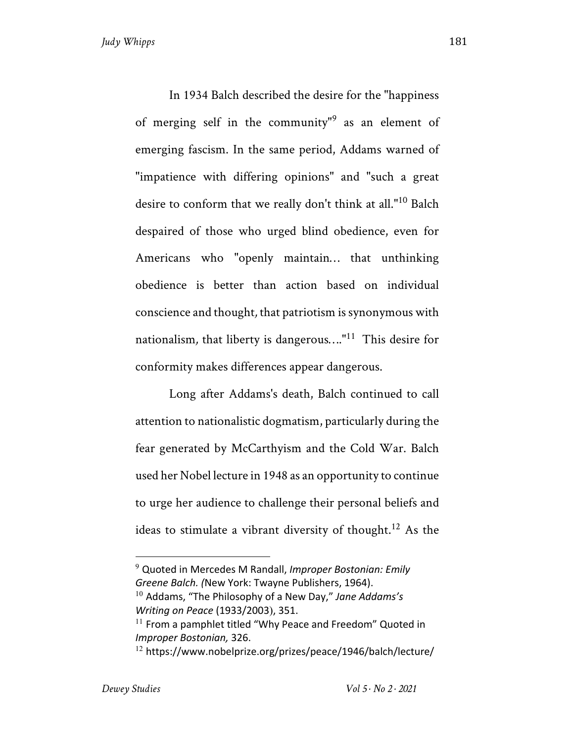In 1934 Balch described the desire for the "happiness of merging self in the community"[9] as an element of emerging fascism. In the same period, Addams warned of "impatience with differing opinions" and "such a great desire to conform that we really don't think at all."[10] Balch despaired of those who urged blind obedience, even for Americans who "openly maintain… that unthinking obedience is better than action based on individual conscience and thought, that patriotism is synonymous with nationalism, that liberty is dangerous…."[11] This desire for conformity makes differences appear dangerous.

Long after Addams's death, Balch continued to call attention to nationalistic dogmatism, particularly during the fear generated by McCarthyism and the Cold War. Balch used her Nobel lecture in 1948 as an opportunity to continue to urge her audience to challenge their personal beliefs and ideas to stimulate a vibrant diversity of thought.[12] As the

---

[9] Quoted in Mercedes M Randall, *Improper Bostonian: Emily Greene Balch. (*New York: Twayne Publishers, 1964).

[10] Addams, "The Philosophy of a New Day," *Jane Addams's Writing on Peace* (1933/2003), 351.

[11] From a pamphlet titled "Why Peace and Freedom" Quoted in *Improper Bostonian,* 326.

[12] https://www.nobelprize.org/prizes/peace/1946/balch/lecture/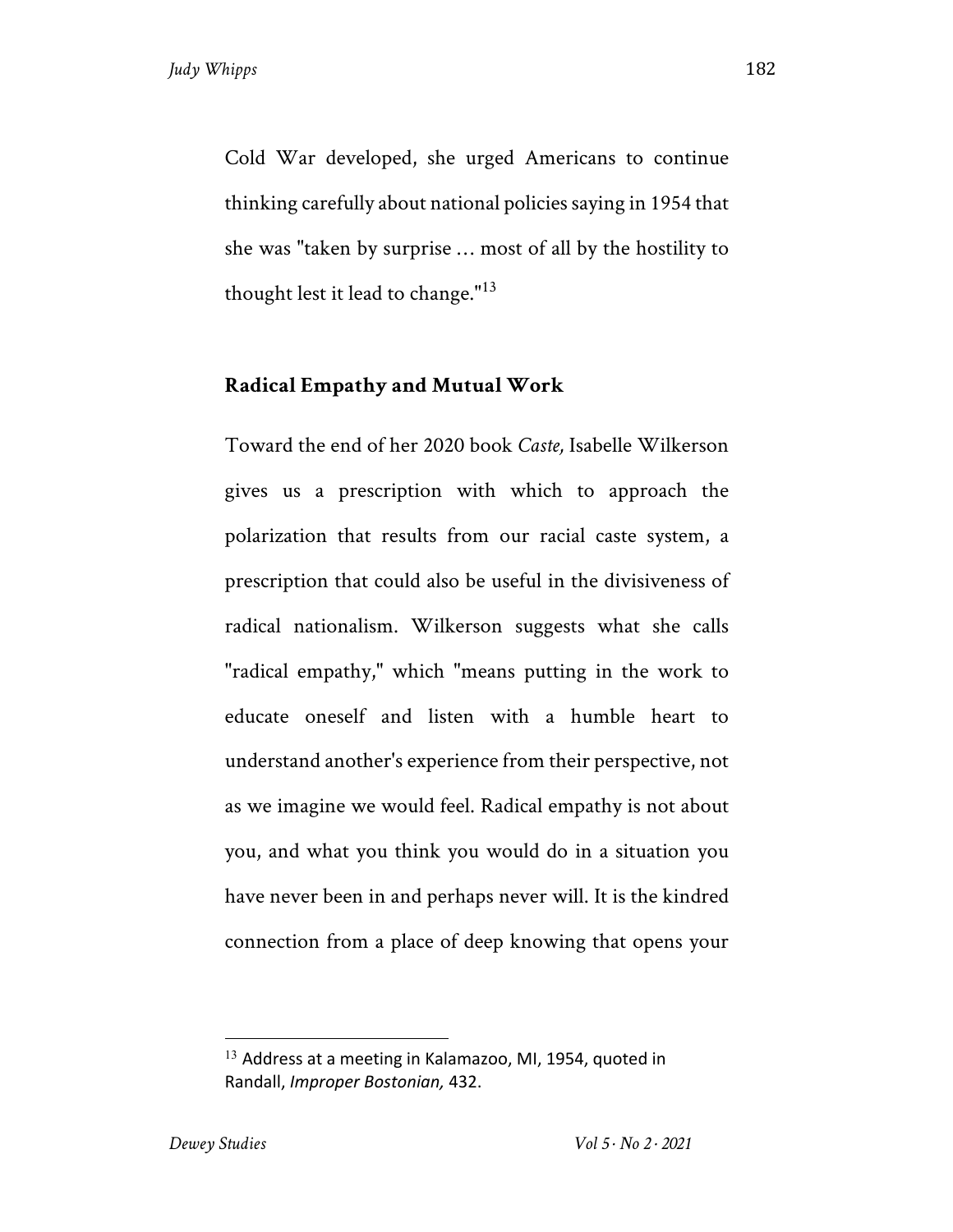Cold War developed, she urged Americans to continue thinking carefully about national policies saying in 1954 that she was "taken by surprise … most of all by the hostility to thought lest it lead to change."[13]

## Radical Empathy and Mutual Work

Toward the end of her 2020 book *Caste,* Isabelle Wilkerson gives us a prescription with which to approach the polarization that results from our racial caste system, a prescription that could also be useful in the divisiveness of radical nationalism. Wilkerson suggests what she calls "radical empathy," which "means putting in the work to educate oneself and listen with a humble heart to understand another's experience from their perspective, not as we imagine we would feel. Radical empathy is not about you, and what you think you would do in a situation you have never been in and perhaps never will. It is the kindred connection from a place of deep knowing that opens your

[13] Address at a meeting in Kalamazoo, MI, 1954, quoted in Randall, *Improper Bostonian,* 432.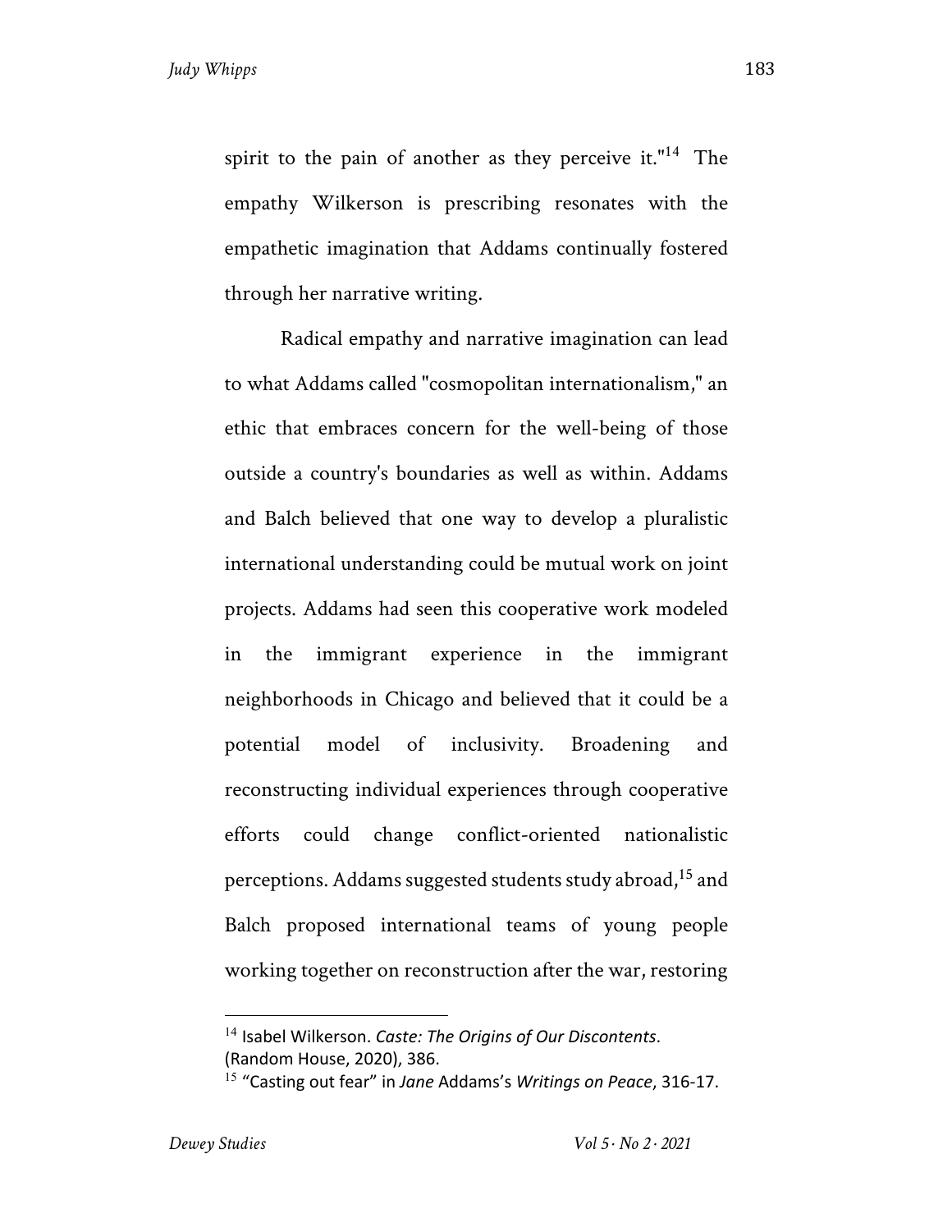spirit to the pain of another as they perceive it."[14] The empathy Wilkerson is prescribing resonates with the empathetic imagination that Addams continually fostered through her narrative writing.

Radical empathy and narrative imagination can lead to what Addams called "cosmopolitan internationalism," an ethic that embraces concern for the well-being of those outside a country's boundaries as well as within. Addams and Balch believed that one way to develop a pluralistic international understanding could be mutual work on joint projects. Addams had seen this cooperative work modeled in the immigrant experience in the immigrant neighborhoods in Chicago and believed that it could be a potential model of inclusivity. Broadening and reconstructing individual experiences through cooperative efforts could change conflict-oriented nationalistic perceptions. Addams suggested students study abroad,[15] and Balch proposed international teams of young people working together on reconstruction after the war, restoring

---

[14] Isabel Wilkerson. *Caste: The Origins of Our Discontents*. (Random House, 2020), 386.

[15] "Casting out fear" in *Jane* Addams's *Writings on Peace*, 316-17.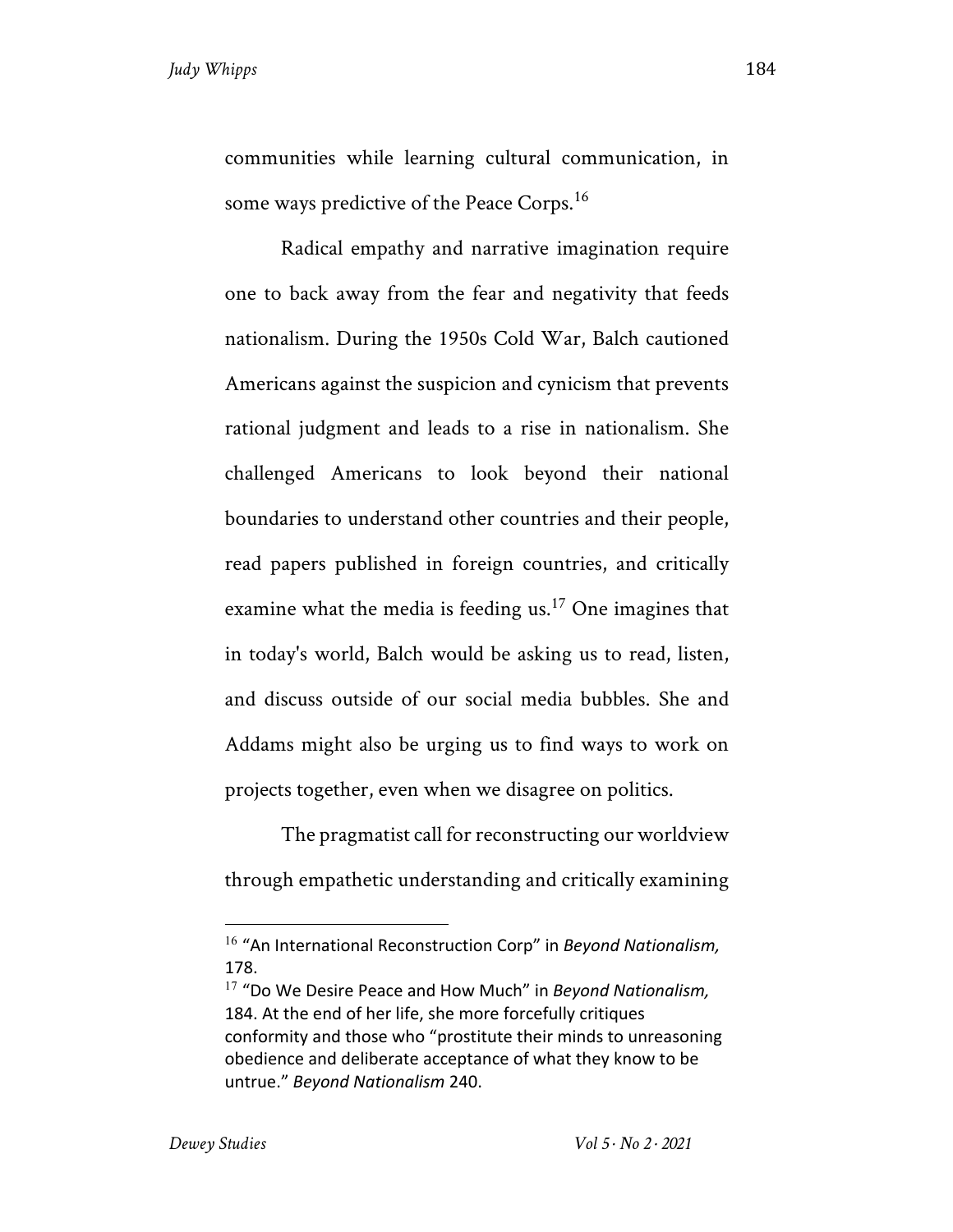communities while learning cultural communication, in some ways predictive of the Peace Corps.[16]

Radical empathy and narrative imagination require one to back away from the fear and negativity that feeds nationalism. During the 1950s Cold War, Balch cautioned Americans against the suspicion and cynicism that prevents rational judgment and leads to a rise in nationalism. She challenged Americans to look beyond their national boundaries to understand other countries and their people, read papers published in foreign countries, and critically examine what the media is feeding us.[17] One imagines that in today's world, Balch would be asking us to read, listen, and discuss outside of our social media bubbles. She and Addams might also be urging us to find ways to work on projects together, even when we disagree on politics.

The pragmatist call for reconstructing our worldview through empathetic understanding and critically examining

---

[16] "An International Reconstruction Corp" in *Beyond Nationalism,* 178.

[17] "Do We Desire Peace and How Much" in *Beyond Nationalism,* 184. At the end of her life, she more forcefully critiques conformity and those who "prostitute their minds to unreasoning obedience and deliberate acceptance of what they know to be untrue." *Beyond Nationalism* 240.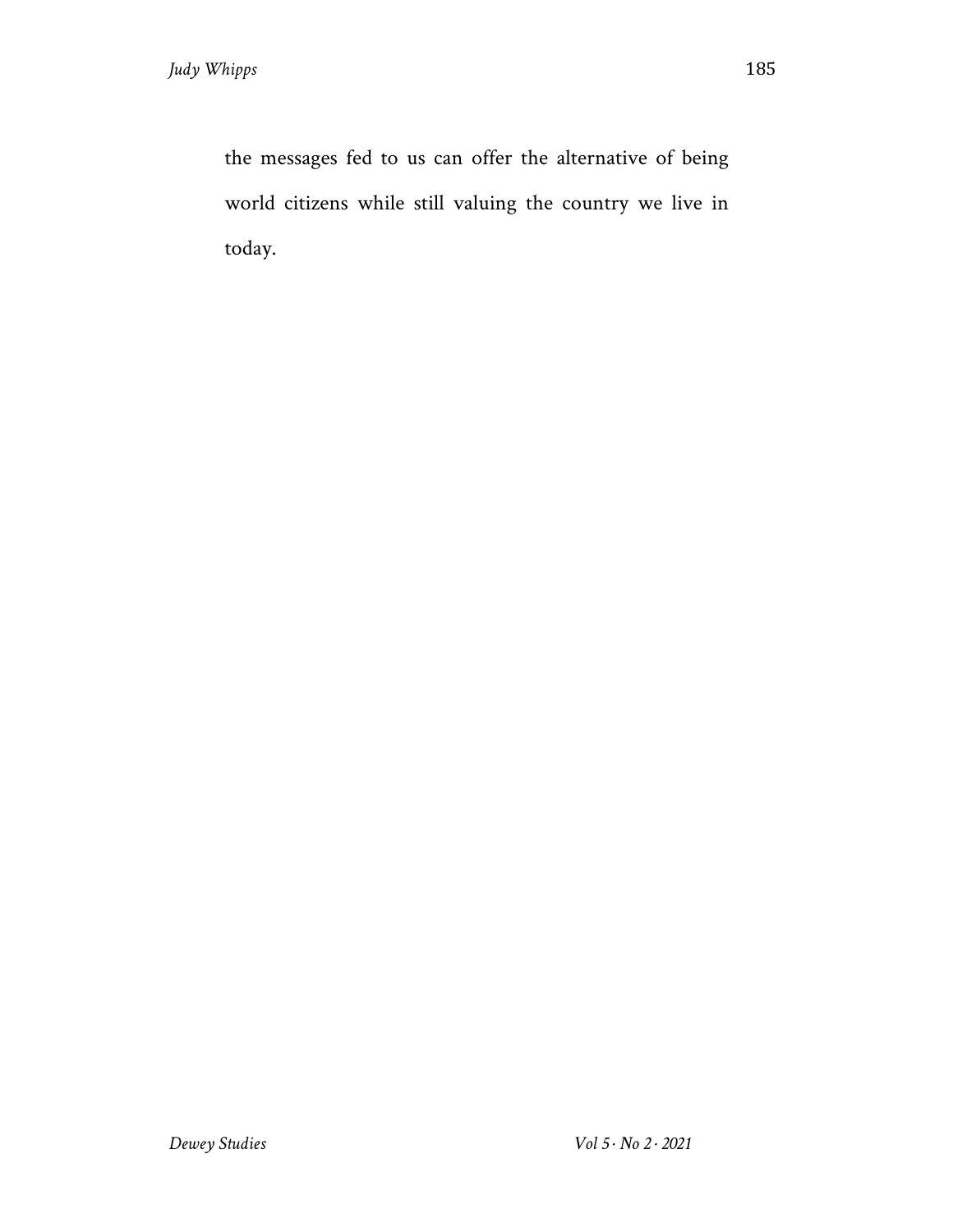the messages fed to us can offer the alternative of being world citizens while still valuing the country we live in today.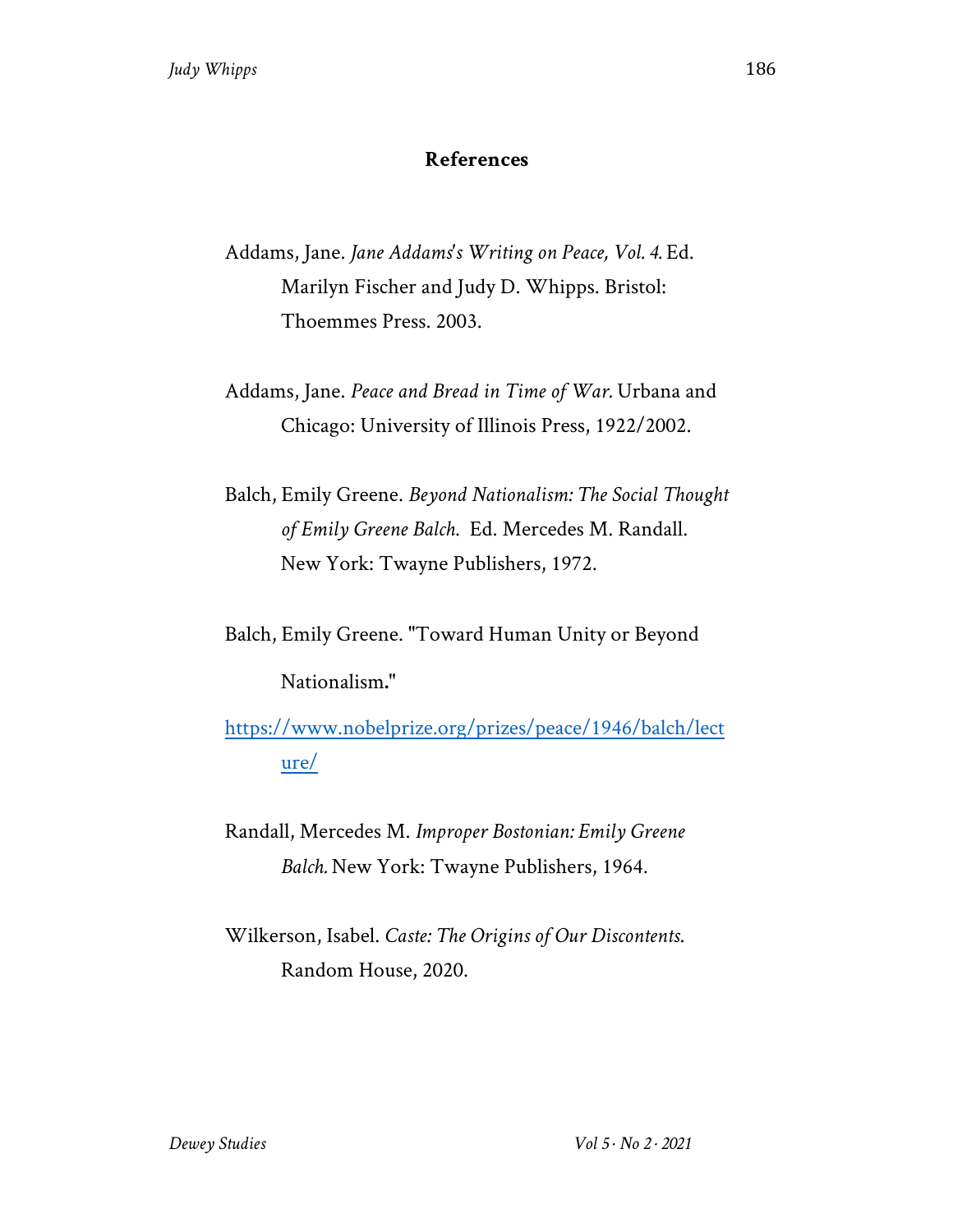## References

Addams, Jane. *Jane Addams's Writing on Peace, Vol. 4.* Ed. Marilyn Fischer and Judy D. Whipps. Bristol: Thoemmes Press. 2003.

Addams, Jane. *Peace and Bread in Time of War.* Urbana and Chicago: University of Illinois Press, 1922/2002.

Balch, Emily Greene. *Beyond Nationalism: The Social Thought of Emily Greene Balch.* Ed. Mercedes M. Randall. New York: Twayne Publishers, 1972.

Balch, Emily Greene. "Toward Human Unity or Beyond Nationalism." https://www.nobelprize.org/prizes/peace/1946/balch/lecture/

Randall, Mercedes M. *Improper Bostonian: Emily Greene Balch.* New York: Twayne Publishers, 1964.

Wilkerson, Isabel. *Caste: The Origins of Our Discontents.* Random House, 2020.